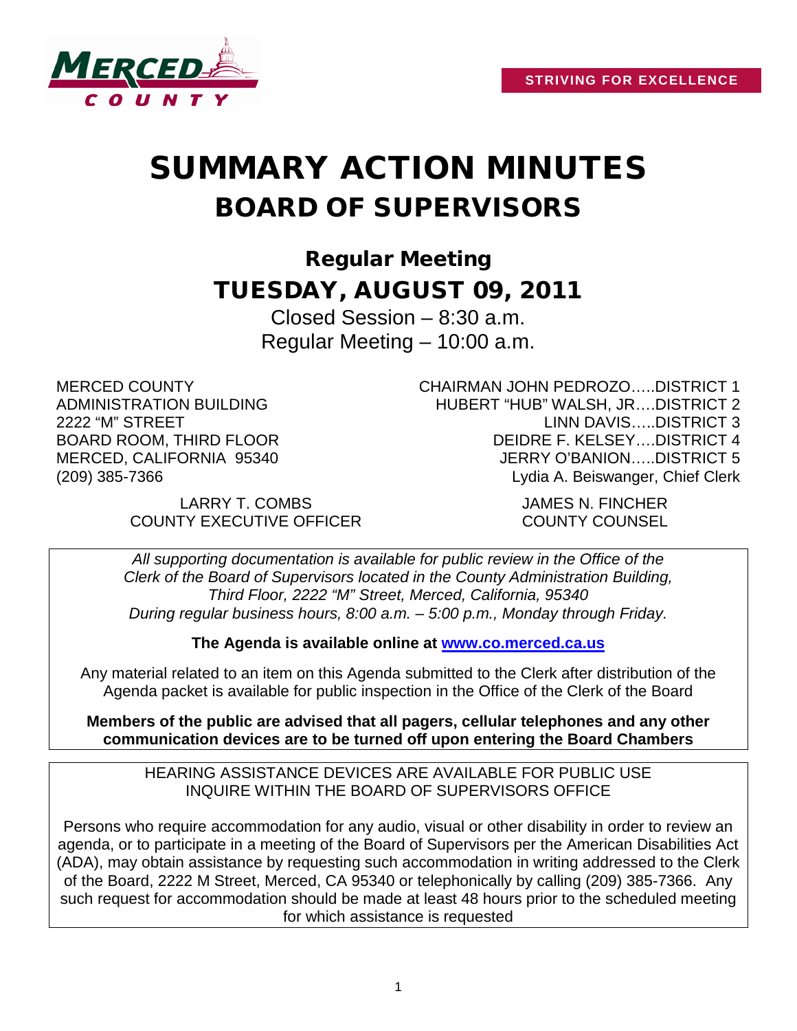MERCED COUNTY

**STRIVING FOR EXCELLENCE**

# SUMMARY ACTION MINUTES
# BOARD OF SUPERVISORS

## Regular Meeting
## TUESDAY, AUGUST 09, 2011

Closed Session – 8:30 a.m.
Regular Meeting – 10:00 a.m.

MERCED COUNTY
ADMINISTRATION BUILDING
2222 "M" STREET
BOARD ROOM, THIRD FLOOR
MERCED, CALIFORNIA 95340
(209) 385-7366

CHAIRMAN JOHN PEDROZO…..DISTRICT 1
HUBERT "HUB" WALSH, JR….DISTRICT 2
LINN DAVIS…..DISTRICT 3
DEIDRE F. KELSEY….DISTRICT 4
JERRY O'BANION…..DISTRICT 5
Lydia A. Beiswanger, Chief Clerk

LARRY T. COMBS
COUNTY EXECUTIVE OFFICER

JAMES N. FINCHER
COUNTY COUNSEL

*All supporting documentation is available for public review in the Office of the Clerk of the Board of Supervisors located in the County Administration Building, Third Floor, 2222 "M" Street, Merced, California, 95340 During regular business hours, 8:00 a.m. – 5:00 p.m., Monday through Friday.*

**The Agenda is available online at www.co.merced.ca.us**

Any material related to an item on this Agenda submitted to the Clerk after distribution of the Agenda packet is available for public inspection in the Office of the Clerk of the Board

**Members of the public are advised that all pagers, cellular telephones and any other communication devices are to be turned off upon entering the Board Chambers**

HEARING ASSISTANCE DEVICES ARE AVAILABLE FOR PUBLIC USE
INQUIRE WITHIN THE BOARD OF SUPERVISORS OFFICE

Persons who require accommodation for any audio, visual or other disability in order to review an agenda, or to participate in a meeting of the Board of Supervisors per the American Disabilities Act (ADA), may obtain assistance by requesting such accommodation in writing addressed to the Clerk of the Board, 2222 M Street, Merced, CA 95340 or telephonically by calling (209) 385-7366. Any such request for accommodation should be made at least 48 hours prior to the scheduled meeting for which assistance is requested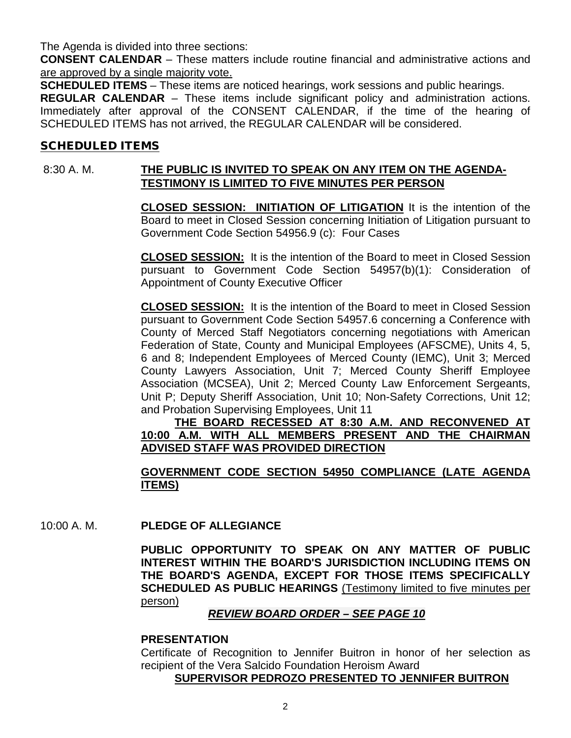The Agenda is divided into three sections:

**CONSENT CALENDAR** – These matters include routine financial and administrative actions and are approved by a single majority vote.

**SCHEDULED ITEMS** – These items are noticed hearings, work sessions and public hearings.

**REGULAR CALENDAR** – These items include significant policy and administration actions. Immediately after approval of the CONSENT CALENDAR, if the time of the hearing of SCHEDULED ITEMS has not arrived, the REGULAR CALENDAR will be considered.

## SCHEDULED ITEMS

8:30 A. M. **THE PUBLIC IS INVITED TO SPEAK ON ANY ITEM ON THE AGENDA-TESTIMONY IS LIMITED TO FIVE MINUTES PER PERSON**

**CLOSED SESSION: INITIATION OF LITIGATION** It is the intention of the Board to meet in Closed Session concerning Initiation of Litigation pursuant to Government Code Section 54956.9 (c): Four Cases

**CLOSED SESSION:** It is the intention of the Board to meet in Closed Session pursuant to Government Code Section 54957(b)(1): Consideration of Appointment of County Executive Officer

**CLOSED SESSION:** It is the intention of the Board to meet in Closed Session pursuant to Government Code Section 54957.6 concerning a Conference with County of Merced Staff Negotiators concerning negotiations with American Federation of State, County and Municipal Employees (AFSCME), Units 4, 5, 6 and 8; Independent Employees of Merced County (IEMC), Unit 3; Merced County Lawyers Association, Unit 7; Merced County Sheriff Employee Association (MCSEA), Unit 2; Merced County Law Enforcement Sergeants, Unit P; Deputy Sheriff Association, Unit 10; Non-Safety Corrections, Unit 12; and Probation Supervising Employees, Unit 11

**THE BOARD RECESSED AT 8:30 A.M. AND RECONVENED AT 10:00 A.M. WITH ALL MEMBERS PRESENT AND THE CHAIRMAN ADVISED STAFF WAS PROVIDED DIRECTION**

**GOVERNMENT CODE SECTION 54950 COMPLIANCE (LATE AGENDA ITEMS)**

10:00 A. M. **PLEDGE OF ALLEGIANCE**

**PUBLIC OPPORTUNITY TO SPEAK ON ANY MATTER OF PUBLIC INTEREST WITHIN THE BOARD'S JURISDICTION INCLUDING ITEMS ON THE BOARD'S AGENDA, EXCEPT FOR THOSE ITEMS SPECIFICALLY SCHEDULED AS PUBLIC HEARINGS** (Testimony limited to five minutes per person)

***REVIEW BOARD ORDER – SEE PAGE 10***

**PRESENTATION**

Certificate of Recognition to Jennifer Buitron in honor of her selection as recipient of the Vera Salcido Foundation Heroism Award

**SUPERVISOR PEDROZO PRESENTED TO JENNIFER BUITRON**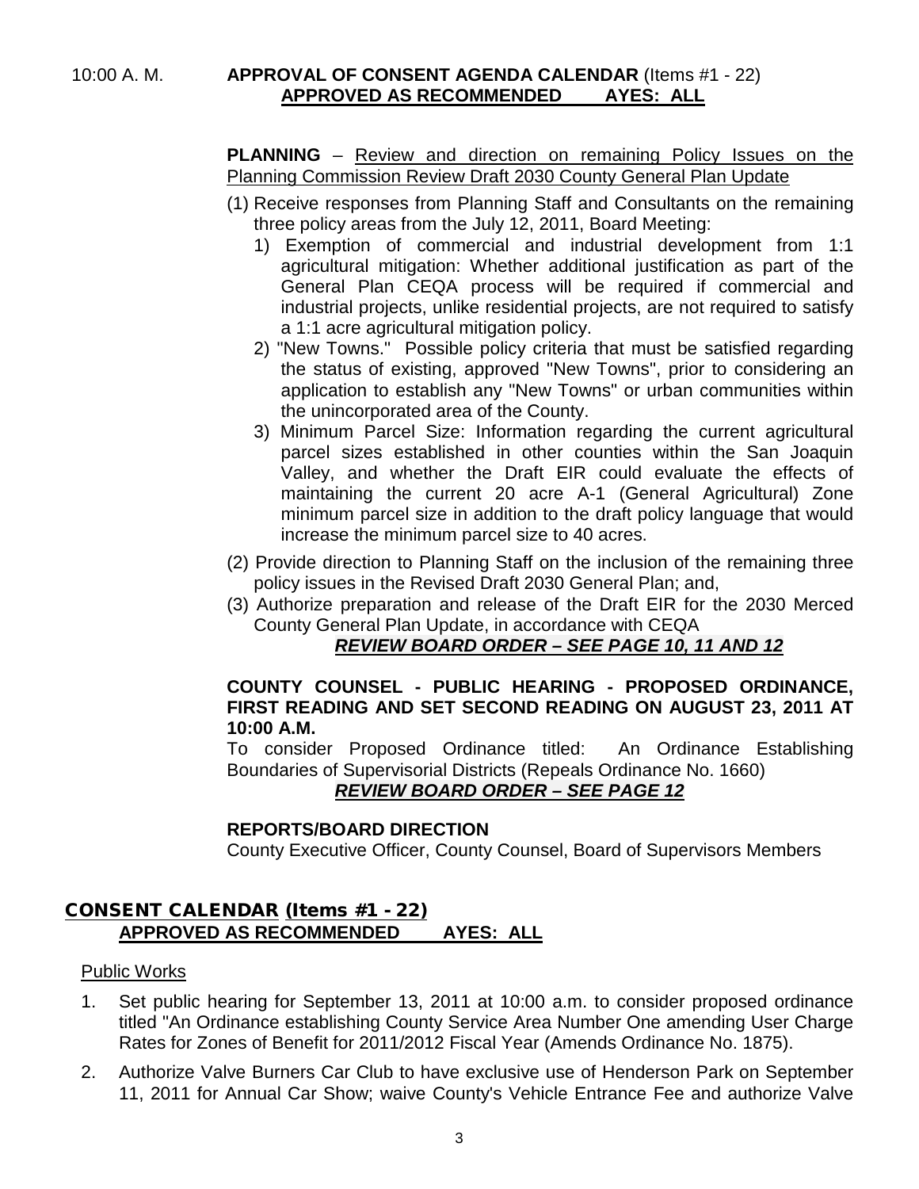10:00 A. M. **APPROVAL OF CONSENT AGENDA CALENDAR** (Items #1 - 22)
**APPROVED AS RECOMMENDED AYES: ALL**

**PLANNING** – Review and direction on remaining Policy Issues on the Planning Commission Review Draft 2030 County General Plan Update

(1) Receive responses from Planning Staff and Consultants on the remaining three policy areas from the July 12, 2011, Board Meeting:
   1) Exemption of commercial and industrial development from 1:1 agricultural mitigation: Whether additional justification as part of the General Plan CEQA process will be required if commercial and industrial projects, unlike residential projects, are not required to satisfy a 1:1 acre agricultural mitigation policy.
   2) "New Towns." Possible policy criteria that must be satisfied regarding the status of existing, approved "New Towns", prior to considering an application to establish any "New Towns" or urban communities within the unincorporated area of the County.
   3) Minimum Parcel Size: Information regarding the current agricultural parcel sizes established in other counties within the San Joaquin Valley, and whether the Draft EIR could evaluate the effects of maintaining the current 20 acre A-1 (General Agricultural) Zone minimum parcel size in addition to the draft policy language that would increase the minimum parcel size to 40 acres.

(2) Provide direction to Planning Staff on the inclusion of the remaining three policy issues in the Revised Draft 2030 General Plan; and,

(3) Authorize preparation and release of the Draft EIR for the 2030 Merced County General Plan Update, in accordance with CEQA

***REVIEW BOARD ORDER – SEE PAGE 10, 11 AND 12***

**COUNTY COUNSEL - PUBLIC HEARING - PROPOSED ORDINANCE, FIRST READING AND SET SECOND READING ON AUGUST 23, 2011 AT 10:00 A.M.**

To consider Proposed Ordinance titled: An Ordinance Establishing Boundaries of Supervisorial Districts (Repeals Ordinance No. 1660)

***REVIEW BOARD ORDER – SEE PAGE 12***

**REPORTS/BOARD DIRECTION**

County Executive Officer, County Counsel, Board of Supervisors Members

## CONSENT CALENDAR (Items #1 - 22)

**APPROVED AS RECOMMENDED AYES: ALL**

Public Works

1. Set public hearing for September 13, 2011 at 10:00 a.m. to consider proposed ordinance titled "An Ordinance establishing County Service Area Number One amending User Charge Rates for Zones of Benefit for 2011/2012 Fiscal Year (Amends Ordinance No. 1875).
2. Authorize Valve Burners Car Club to have exclusive use of Henderson Park on September 11, 2011 for Annual Car Show; waive County's Vehicle Entrance Fee and authorize Valve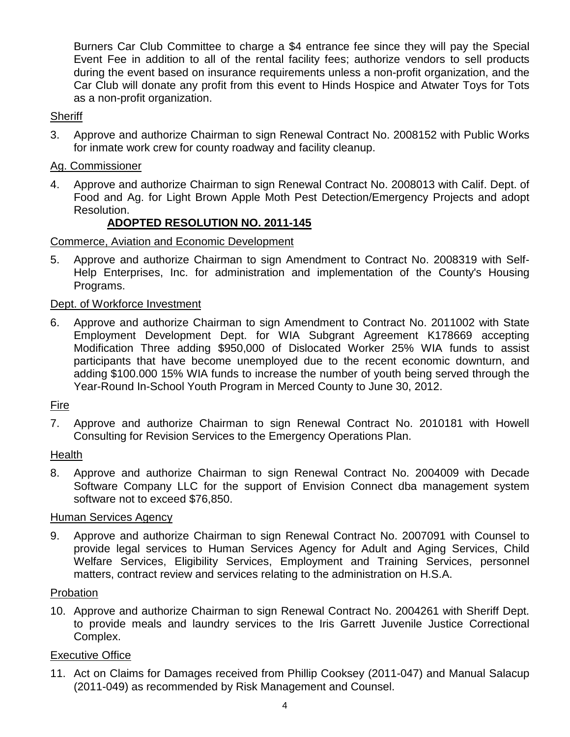Burners Car Club Committee to charge a $4 entrance fee since they will pay the Special Event Fee in addition to all of the rental facility fees; authorize vendors to sell products during the event based on insurance requirements unless a non-profit organization, and the Car Club will donate any profit from this event to Hinds Hospice and Atwater Toys for Tots as a non-profit organization.

Sheriff

3. Approve and authorize Chairman to sign Renewal Contract No. 2008152 with Public Works for inmate work crew for county roadway and facility cleanup.

Ag. Commissioner

4. Approve and authorize Chairman to sign Renewal Contract No. 2008013 with Calif. Dept. of Food and Ag. for Light Brown Apple Moth Pest Detection/Emergency Projects and adopt Resolution.

   **ADOPTED RESOLUTION NO. 2011-145**

Commerce, Aviation and Economic Development

5. Approve and authorize Chairman to sign Amendment to Contract No. 2008319 with Self-Help Enterprises, Inc. for administration and implementation of the County's Housing Programs.

Dept. of Workforce Investment

6. Approve and authorize Chairman to sign Amendment to Contract No. 2011002 with State Employment Development Dept. for WIA Subgrant Agreement K178669 accepting Modification Three adding $950,000 of Dislocated Worker 25% WIA funds to assist participants that have become unemployed due to the recent economic downturn, and adding $100.000 15% WIA funds to increase the number of youth being served through the Year-Round In-School Youth Program in Merced County to June 30, 2012.

Fire

7. Approve and authorize Chairman to sign Renewal Contract No. 2010181 with Howell Consulting for Revision Services to the Emergency Operations Plan.

Health

8. Approve and authorize Chairman to sign Renewal Contract No. 2004009 with Decade Software Company LLC for the support of Envision Connect dba management system software not to exceed $76,850.

Human Services Agency

9. Approve and authorize Chairman to sign Renewal Contract No. 2007091 with Counsel to provide legal services to Human Services Agency for Adult and Aging Services, Child Welfare Services, Eligibility Services, Employment and Training Services, personnel matters, contract review and services relating to the administration on H.S.A.

Probation

10. Approve and authorize Chairman to sign Renewal Contract No. 2004261 with Sheriff Dept. to provide meals and laundry services to the Iris Garrett Juvenile Justice Correctional Complex.

Executive Office

11. Act on Claims for Damages received from Phillip Cooksey (2011-047) and Manual Salacup (2011-049) as recommended by Risk Management and Counsel.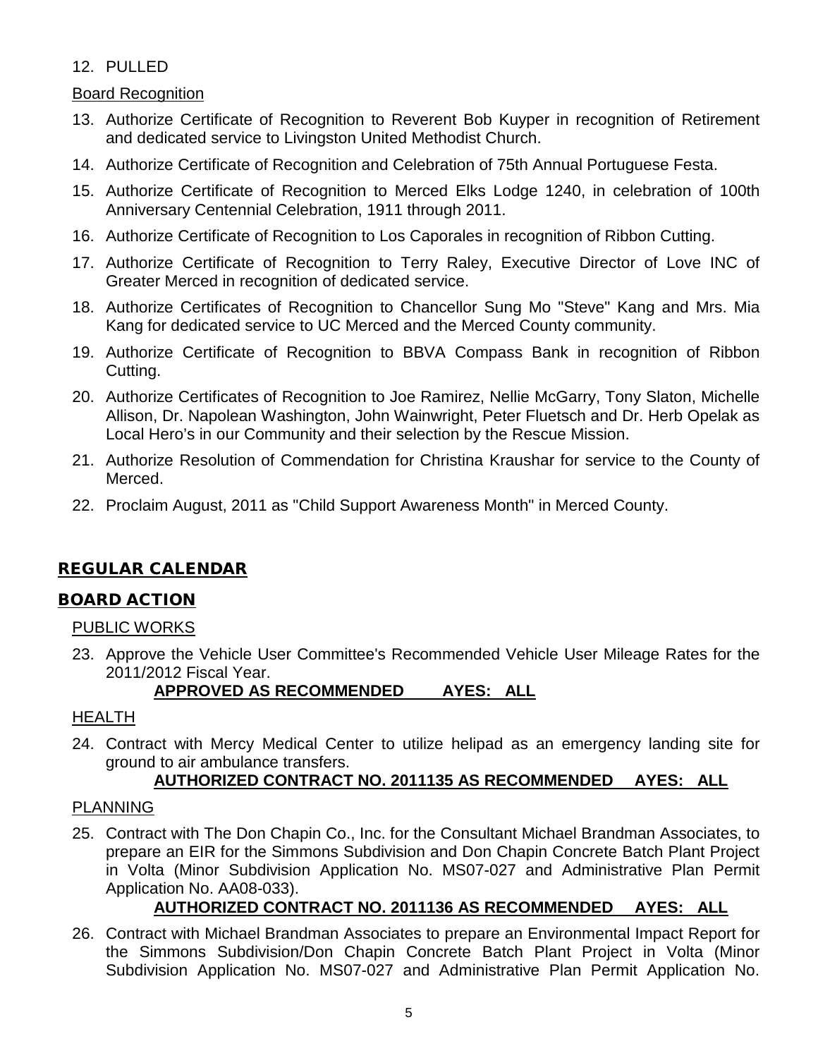12. PULLED

Board Recognition

13. Authorize Certificate of Recognition to Reverent Bob Kuyper in recognition of Retirement and dedicated service to Livingston United Methodist Church.
14. Authorize Certificate of Recognition and Celebration of 75th Annual Portuguese Festa.
15. Authorize Certificate of Recognition to Merced Elks Lodge 1240, in celebration of 100th Anniversary Centennial Celebration, 1911 through 2011.
16. Authorize Certificate of Recognition to Los Caporales in recognition of Ribbon Cutting.
17. Authorize Certificate of Recognition to Terry Raley, Executive Director of Love INC of Greater Merced in recognition of dedicated service.
18. Authorize Certificates of Recognition to Chancellor Sung Mo "Steve" Kang and Mrs. Mia Kang for dedicated service to UC Merced and the Merced County community.
19. Authorize Certificate of Recognition to BBVA Compass Bank in recognition of Ribbon Cutting.
20. Authorize Certificates of Recognition to Joe Ramirez, Nellie McGarry, Tony Slaton, Michelle Allison, Dr. Napolean Washington, John Wainwright, Peter Fluetsch and Dr. Herb Opelak as Local Hero's in our Community and their selection by the Rescue Mission.
21. Authorize Resolution of Commendation for Christina Kraushar for service to the County of Merced.
22. Proclaim August, 2011 as "Child Support Awareness Month" in Merced County.

## REGULAR CALENDAR

## BOARD ACTION

PUBLIC WORKS

23. Approve the Vehicle User Committee's Recommended Vehicle User Mileage Rates for the 2011/2012 Fiscal Year.

    **APPROVED AS RECOMMENDED AYES: ALL**

HEALTH

24. Contract with Mercy Medical Center to utilize helipad as an emergency landing site for ground to air ambulance transfers.

    **AUTHORIZED CONTRACT NO. 2011135 AS RECOMMENDED AYES: ALL**

PLANNING

25. Contract with The Don Chapin Co., Inc. for the Consultant Michael Brandman Associates, to prepare an EIR for the Simmons Subdivision and Don Chapin Concrete Batch Plant Project in Volta (Minor Subdivision Application No. MS07-027 and Administrative Plan Permit Application No. AA08-033).

    **AUTHORIZED CONTRACT NO. 2011136 AS RECOMMENDED AYES: ALL**

26. Contract with Michael Brandman Associates to prepare an Environmental Impact Report for the Simmons Subdivision/Don Chapin Concrete Batch Plant Project in Volta (Minor Subdivision Application No. MS07-027 and Administrative Plan Permit Application No.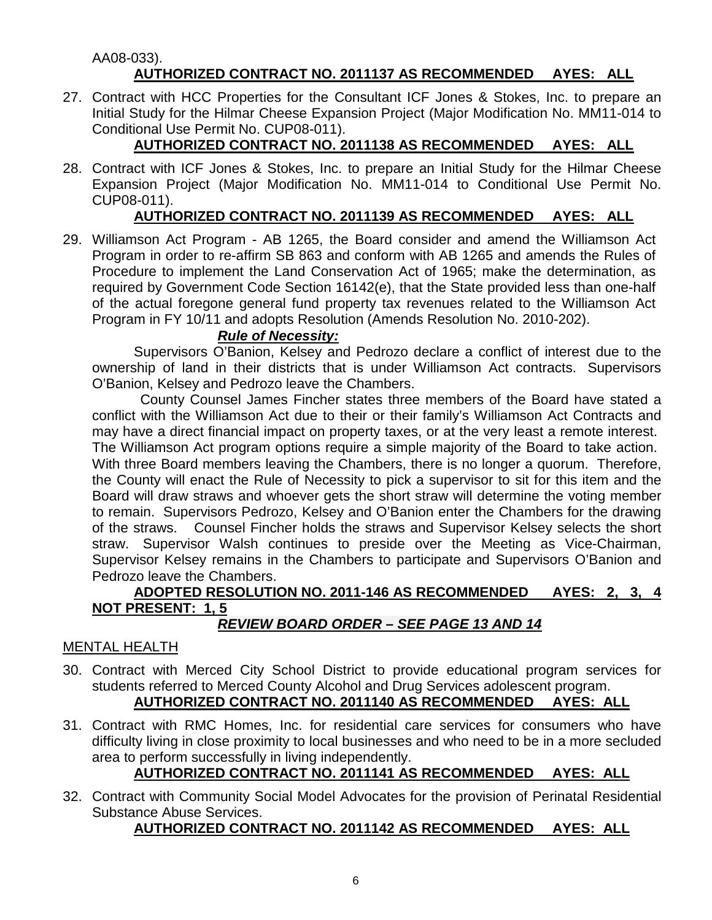AA08-033).

**AUTHORIZED CONTRACT NO. 2011137 AS RECOMMENDED AYES: ALL**

27. Contract with HCC Properties for the Consultant ICF Jones & Stokes, Inc. to prepare an Initial Study for the Hilmar Cheese Expansion Project (Major Modification No. MM11-014 to Conditional Use Permit No. CUP08-011).

    **AUTHORIZED CONTRACT NO. 2011138 AS RECOMMENDED AYES: ALL**

28. Contract with ICF Jones & Stokes, Inc. to prepare an Initial Study for the Hilmar Cheese Expansion Project (Major Modification No. MM11-014 to Conditional Use Permit No. CUP08-011).

    **AUTHORIZED CONTRACT NO. 2011139 AS RECOMMENDED AYES: ALL**

29. Williamson Act Program - AB 1265, the Board consider and amend the Williamson Act Program in order to re-affirm SB 863 and conform with AB 1265 and amends the Rules of Procedure to implement the Land Conservation Act of 1965; make the determination, as required by Government Code Section 16142(e), that the State provided less than one-half of the actual foregone general fund property tax revenues related to the Williamson Act Program in FY 10/11 and adopts Resolution (Amends Resolution No. 2010-202).

    ***Rule of Necessity:***

    Supervisors O'Banion, Kelsey and Pedrozo declare a conflict of interest due to the ownership of land in their districts that is under Williamson Act contracts. Supervisors O'Banion, Kelsey and Pedrozo leave the Chambers.

    County Counsel James Fincher states three members of the Board have stated a conflict with the Williamson Act due to their or their family's Williamson Act Contracts and may have a direct financial impact on property taxes, or at the very least a remote interest. The Williamson Act program options require a simple majority of the Board to take action. With three Board members leaving the Chambers, there is no longer a quorum. Therefore, the County will enact the Rule of Necessity to pick a supervisor to sit for this item and the Board will draw straws and whoever gets the short straw will determine the voting member to remain. Supervisors Pedrozo, Kelsey and O'Banion enter the Chambers for the drawing of the straws. Counsel Fincher holds the straws and Supervisor Kelsey selects the short straw. Supervisor Walsh continues to preside over the Meeting as Vice-Chairman, Supervisor Kelsey remains in the Chambers to participate and Supervisors O'Banion and Pedrozo leave the Chambers.

    **ADOPTED RESOLUTION NO. 2011-146 AS RECOMMENDED AYES: 2, 3, 4 NOT PRESENT: 1, 5**

    ***REVIEW BOARD ORDER – SEE PAGE 13 AND 14***

MENTAL HEALTH

30. Contract with Merced City School District to provide educational program services for students referred to Merced County Alcohol and Drug Services adolescent program.

    **AUTHORIZED CONTRACT NO. 2011140 AS RECOMMENDED AYES: ALL**

31. Contract with RMC Homes, Inc. for residential care services for consumers who have difficulty living in close proximity to local businesses and who need to be in a more secluded area to perform successfully in living independently.

    **AUTHORIZED CONTRACT NO. 2011141 AS RECOMMENDED AYES: ALL**

32. Contract with Community Social Model Advocates for the provision of Perinatal Residential Substance Abuse Services.

    **AUTHORIZED CONTRACT NO. 2011142 AS RECOMMENDED AYES: ALL**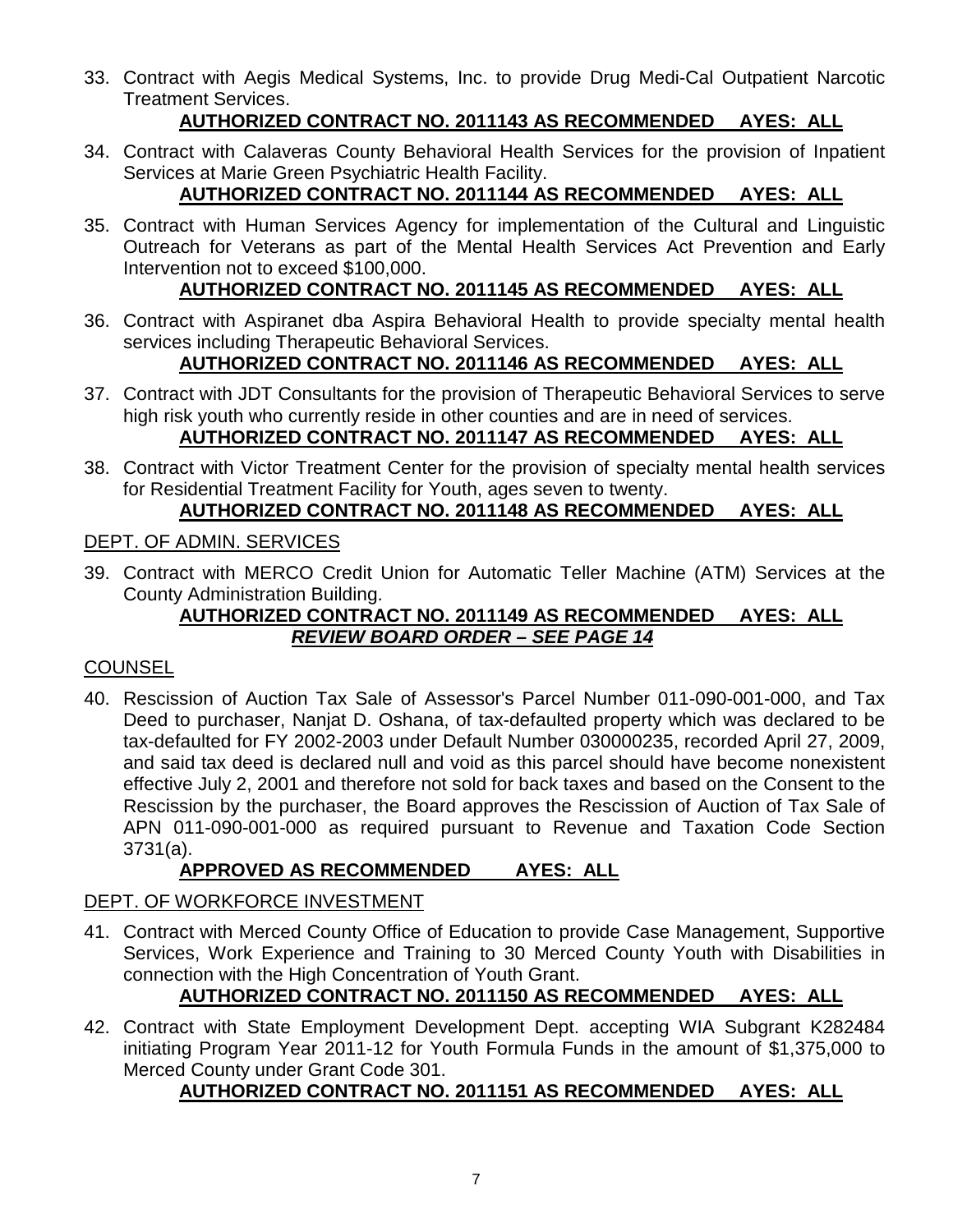33. Contract with Aegis Medical Systems, Inc. to provide Drug Medi-Cal Outpatient Narcotic Treatment Services.

    **AUTHORIZED CONTRACT NO. 2011143 AS RECOMMENDED AYES: ALL**

34. Contract with Calaveras County Behavioral Health Services for the provision of Inpatient Services at Marie Green Psychiatric Health Facility.

    **AUTHORIZED CONTRACT NO. 2011144 AS RECOMMENDED AYES: ALL**

35. Contract with Human Services Agency for implementation of the Cultural and Linguistic Outreach for Veterans as part of the Mental Health Services Act Prevention and Early Intervention not to exceed $100,000.

    **AUTHORIZED CONTRACT NO. 2011145 AS RECOMMENDED AYES: ALL**

36. Contract with Aspiranet dba Aspira Behavioral Health to provide specialty mental health services including Therapeutic Behavioral Services.

    **AUTHORIZED CONTRACT NO. 2011146 AS RECOMMENDED AYES: ALL**

37. Contract with JDT Consultants for the provision of Therapeutic Behavioral Services to serve high risk youth who currently reside in other counties and are in need of services.

    **AUTHORIZED CONTRACT NO. 2011147 AS RECOMMENDED AYES: ALL**

38. Contract with Victor Treatment Center for the provision of specialty mental health services for Residential Treatment Facility for Youth, ages seven to twenty.

    **AUTHORIZED CONTRACT NO. 2011148 AS RECOMMENDED AYES: ALL**

DEPT. OF ADMIN. SERVICES

39. Contract with MERCO Credit Union for Automatic Teller Machine (ATM) Services at the County Administration Building.

    **AUTHORIZED CONTRACT NO. 2011149 AS RECOMMENDED AYES: ALL**
    ***REVIEW BOARD ORDER – SEE PAGE 14***

COUNSEL

40. Rescission of Auction Tax Sale of Assessor's Parcel Number 011-090-001-000, and Tax Deed to purchaser, Nanjat D. Oshana, of tax-defaulted property which was declared to be tax-defaulted for FY 2002-2003 under Default Number 030000235, recorded April 27, 2009, and said tax deed is declared null and void as this parcel should have become nonexistent effective July 2, 2001 and therefore not sold for back taxes and based on the Consent to the Rescission by the purchaser, the Board approves the Rescission of Auction of Tax Sale of APN 011-090-001-000 as required pursuant to Revenue and Taxation Code Section 3731(a).

    **APPROVED AS RECOMMENDED AYES: ALL**

DEPT. OF WORKFORCE INVESTMENT

41. Contract with Merced County Office of Education to provide Case Management, Supportive Services, Work Experience and Training to 30 Merced County Youth with Disabilities in connection with the High Concentration of Youth Grant.

    **AUTHORIZED CONTRACT NO. 2011150 AS RECOMMENDED AYES: ALL**

42. Contract with State Employment Development Dept. accepting WIA Subgrant K282484 initiating Program Year 2011-12 for Youth Formula Funds in the amount of $1,375,000 to Merced County under Grant Code 301.

    **AUTHORIZED CONTRACT NO. 2011151 AS RECOMMENDED AYES: ALL**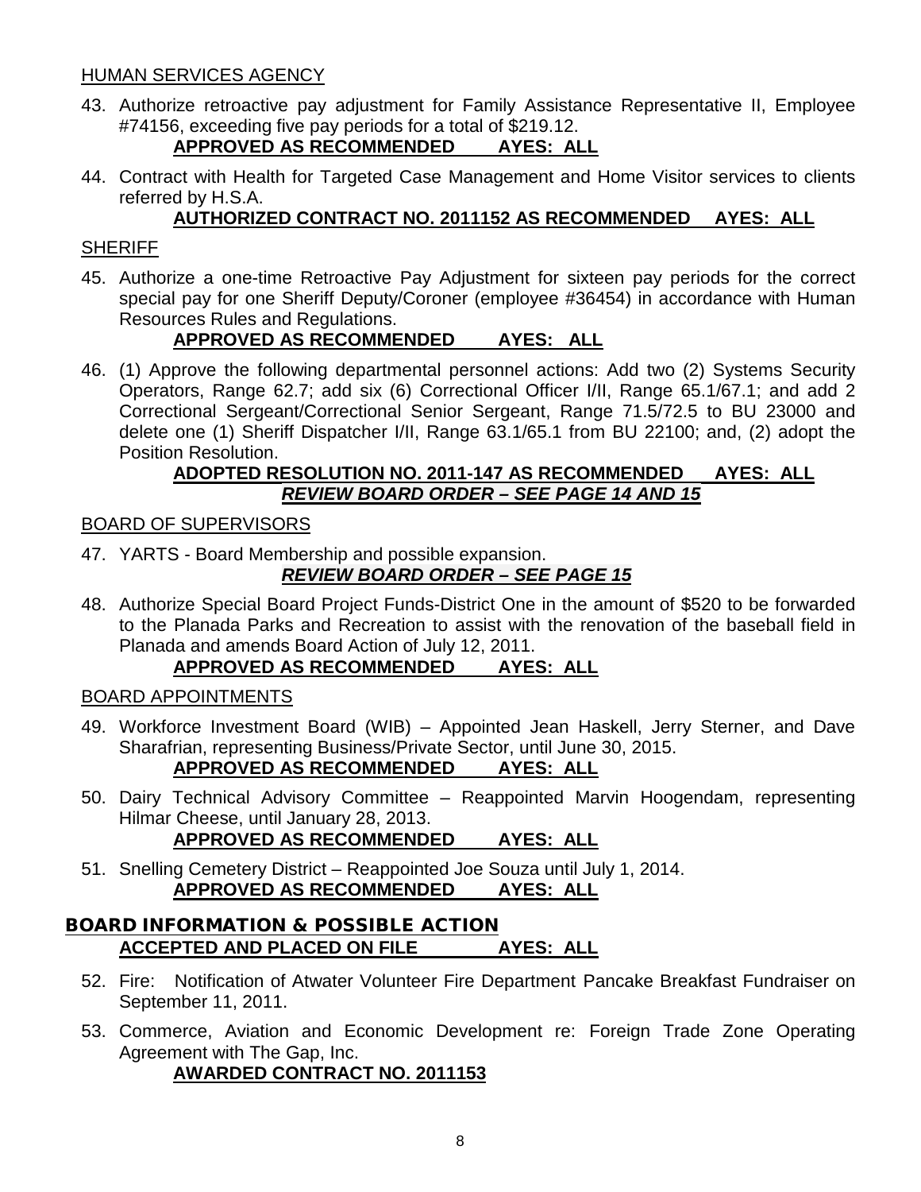HUMAN SERVICES AGENCY

43. Authorize retroactive pay adjustment for Family Assistance Representative II, Employee #74156, exceeding five pay periods for a total of $219.12.

    **APPROVED AS RECOMMENDED AYES: ALL**

44. Contract with Health for Targeted Case Management and Home Visitor services to clients referred by H.S.A.

    **AUTHORIZED CONTRACT NO. 2011152 AS RECOMMENDED AYES: ALL**

SHERIFF

45. Authorize a one-time Retroactive Pay Adjustment for sixteen pay periods for the correct special pay for one Sheriff Deputy/Coroner (employee #36454) in accordance with Human Resources Rules and Regulations.

    **APPROVED AS RECOMMENDED AYES: ALL**

46. (1) Approve the following departmental personnel actions: Add two (2) Systems Security Operators, Range 62.7; add six (6) Correctional Officer I/II, Range 65.1/67.1; and add 2 Correctional Sergeant/Correctional Senior Sergeant, Range 71.5/72.5 to BU 23000 and delete one (1) Sheriff Dispatcher I/II, Range 63.1/65.1 from BU 22100; and, (2) adopt the Position Resolution.

    **ADOPTED RESOLUTION NO. 2011-147 AS RECOMMENDED AYES: ALL**
    ***REVIEW BOARD ORDER – SEE PAGE 14 AND 15***

BOARD OF SUPERVISORS

47. YARTS - Board Membership and possible expansion.

    ***REVIEW BOARD ORDER – SEE PAGE 15***

48. Authorize Special Board Project Funds-District One in the amount of $520 to be forwarded to the Planada Parks and Recreation to assist with the renovation of the baseball field in Planada and amends Board Action of July 12, 2011.

    **APPROVED AS RECOMMENDED AYES: ALL**

BOARD APPOINTMENTS

49. Workforce Investment Board (WIB) – Appointed Jean Haskell, Jerry Sterner, and Dave Sharafrian, representing Business/Private Sector, until June 30, 2015.

    **APPROVED AS RECOMMENDED AYES: ALL**

50. Dairy Technical Advisory Committee – Reappointed Marvin Hoogendam, representing Hilmar Cheese, until January 28, 2013.

    **APPROVED AS RECOMMENDED AYES: ALL**

51. Snelling Cemetery District – Reappointed Joe Souza until July 1, 2014.

    **APPROVED AS RECOMMENDED AYES: ALL**

## BOARD INFORMATION & POSSIBLE ACTION

**ACCEPTED AND PLACED ON FILE AYES: ALL**

52. Fire: Notification of Atwater Volunteer Fire Department Pancake Breakfast Fundraiser on September 11, 2011.

53. Commerce, Aviation and Economic Development re: Foreign Trade Zone Operating Agreement with The Gap, Inc.

    **AWARDED CONTRACT NO. 2011153**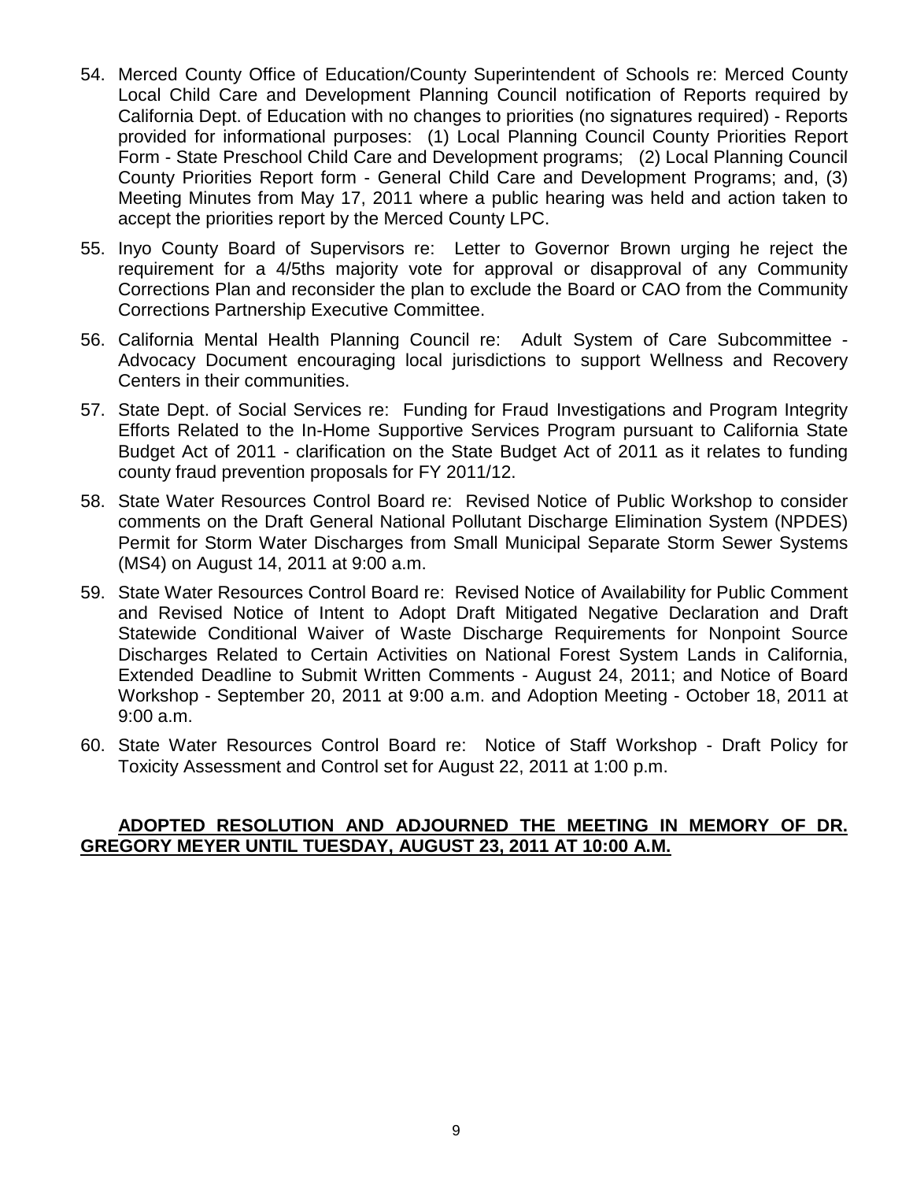54. Merced County Office of Education/County Superintendent of Schools re: Merced County Local Child Care and Development Planning Council notification of Reports required by California Dept. of Education with no changes to priorities (no signatures required) - Reports provided for informational purposes: (1) Local Planning Council County Priorities Report Form - State Preschool Child Care and Development programs; (2) Local Planning Council County Priorities Report form - General Child Care and Development Programs; and, (3) Meeting Minutes from May 17, 2011 where a public hearing was held and action taken to accept the priorities report by the Merced County LPC.

55. Inyo County Board of Supervisors re: Letter to Governor Brown urging he reject the requirement for a 4/5ths majority vote for approval or disapproval of any Community Corrections Plan and reconsider the plan to exclude the Board or CAO from the Community Corrections Partnership Executive Committee.

56. California Mental Health Planning Council re: Adult System of Care Subcommittee - Advocacy Document encouraging local jurisdictions to support Wellness and Recovery Centers in their communities.

57. State Dept. of Social Services re: Funding for Fraud Investigations and Program Integrity Efforts Related to the In-Home Supportive Services Program pursuant to California State Budget Act of 2011 - clarification on the State Budget Act of 2011 as it relates to funding county fraud prevention proposals for FY 2011/12.

58. State Water Resources Control Board re: Revised Notice of Public Workshop to consider comments on the Draft General National Pollutant Discharge Elimination System (NPDES) Permit for Storm Water Discharges from Small Municipal Separate Storm Sewer Systems (MS4) on August 14, 2011 at 9:00 a.m.

59. State Water Resources Control Board re: Revised Notice of Availability for Public Comment and Revised Notice of Intent to Adopt Draft Mitigated Negative Declaration and Draft Statewide Conditional Waiver of Waste Discharge Requirements for Nonpoint Source Discharges Related to Certain Activities on National Forest System Lands in California, Extended Deadline to Submit Written Comments - August 24, 2011; and Notice of Board Workshop - September 20, 2011 at 9:00 a.m. and Adoption Meeting - October 18, 2011 at 9:00 a.m.

60. State Water Resources Control Board re: Notice of Staff Workshop - Draft Policy for Toxicity Assessment and Control set for August 22, 2011 at 1:00 p.m.

**ADOPTED RESOLUTION AND ADJOURNED THE MEETING IN MEMORY OF DR. GREGORY MEYER UNTIL TUESDAY, AUGUST 23, 2011 AT 10:00 A.M.**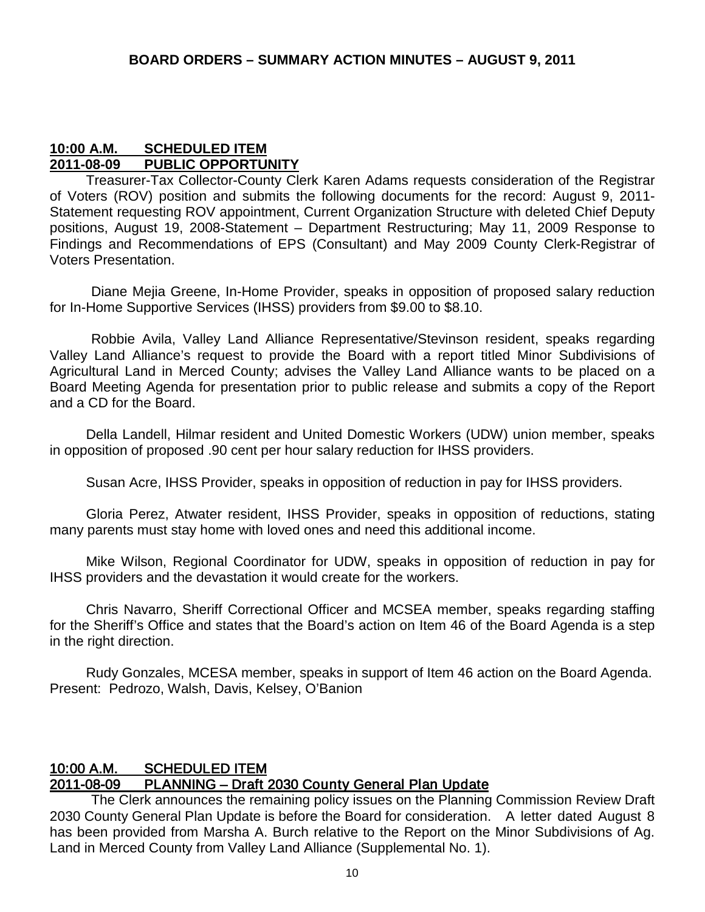**BOARD ORDERS – SUMMARY ACTION MINUTES – AUGUST 9, 2011**

**10:00 A.M. SCHEDULED ITEM**
**2011-08-09 PUBLIC OPPORTUNITY**

Treasurer-Tax Collector-County Clerk Karen Adams requests consideration of the Registrar of Voters (ROV) position and submits the following documents for the record: August 9, 2011-Statement requesting ROV appointment, Current Organization Structure with deleted Chief Deputy positions, August 19, 2008-Statement – Department Restructuring; May 11, 2009 Response to Findings and Recommendations of EPS (Consultant) and May 2009 County Clerk-Registrar of Voters Presentation.

Diane Mejia Greene, In-Home Provider, speaks in opposition of proposed salary reduction for In-Home Supportive Services (IHSS) providers from $9.00 to $8.10.

Robbie Avila, Valley Land Alliance Representative/Stevinson resident, speaks regarding Valley Land Alliance's request to provide the Board with a report titled Minor Subdivisions of Agricultural Land in Merced County; advises the Valley Land Alliance wants to be placed on a Board Meeting Agenda for presentation prior to public release and submits a copy of the Report and a CD for the Board.

Della Landell, Hilmar resident and United Domestic Workers (UDW) union member, speaks in opposition of proposed .90 cent per hour salary reduction for IHSS providers.

Susan Acre, IHSS Provider, speaks in opposition of reduction in pay for IHSS providers.

Gloria Perez, Atwater resident, IHSS Provider, speaks in opposition of reductions, stating many parents must stay home with loved ones and need this additional income.

Mike Wilson, Regional Coordinator for UDW, speaks in opposition of reduction in pay for IHSS providers and the devastation it would create for the workers.

Chris Navarro, Sheriff Correctional Officer and MCSEA member, speaks regarding staffing for the Sheriff's Office and states that the Board's action on Item 46 of the Board Agenda is a step in the right direction.

Rudy Gonzales, MCESA member, speaks in support of Item 46 action on the Board Agenda.
Present: Pedrozo, Walsh, Davis, Kelsey, O'Banion

**10:00 A.M. SCHEDULED ITEM**
**2011-08-09 PLANNING – Draft 2030 County General Plan Update**

The Clerk announces the remaining policy issues on the Planning Commission Review Draft 2030 County General Plan Update is before the Board for consideration. A letter dated August 8 has been provided from Marsha A. Burch relative to the Report on the Minor Subdivisions of Ag. Land in Merced County from Valley Land Alliance (Supplemental No. 1).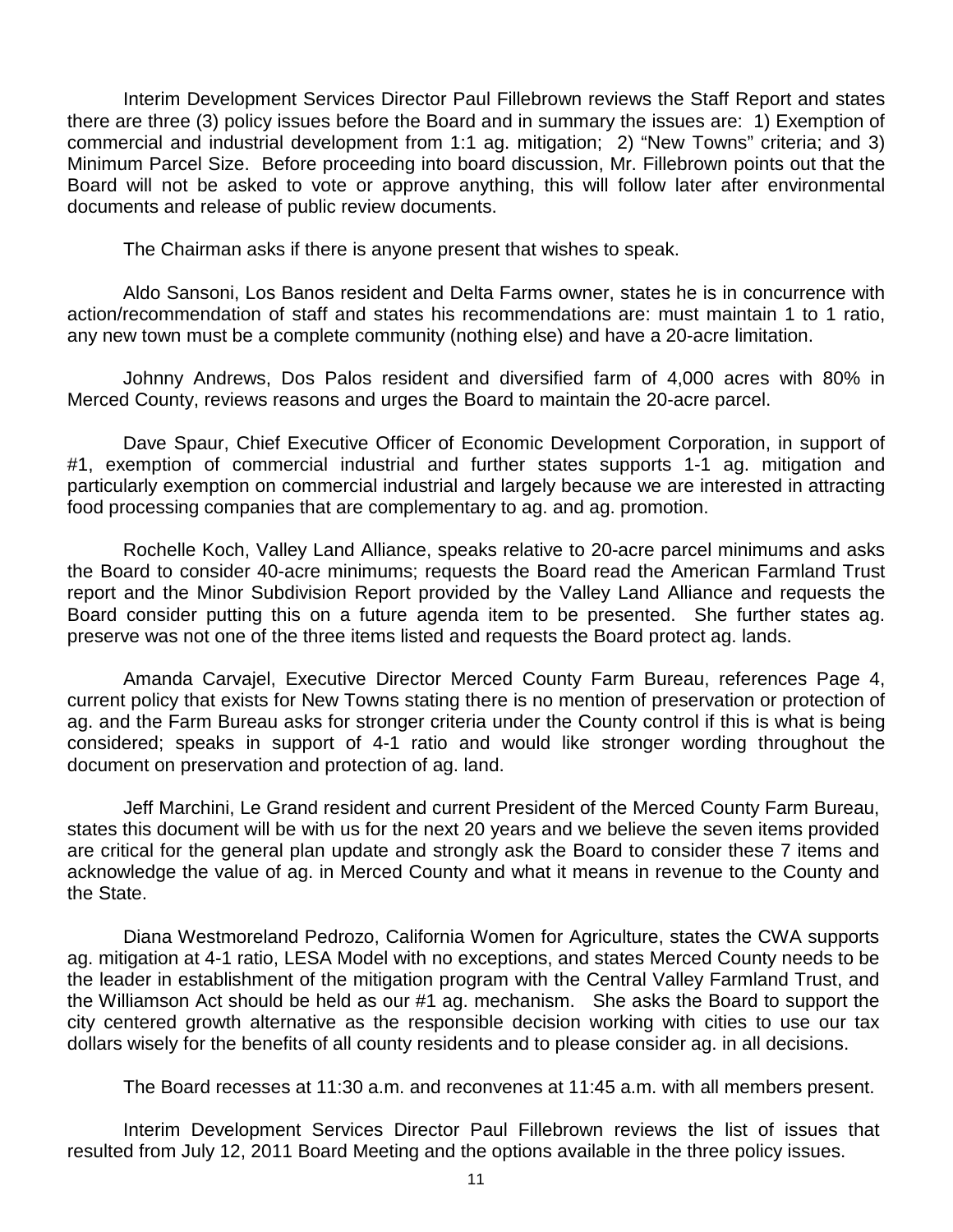Interim Development Services Director Paul Fillebrown reviews the Staff Report and states there are three (3) policy issues before the Board and in summary the issues are: 1) Exemption of commercial and industrial development from 1:1 ag. mitigation; 2) "New Towns" criteria; and 3) Minimum Parcel Size. Before proceeding into board discussion, Mr. Fillebrown points out that the Board will not be asked to vote or approve anything, this will follow later after environmental documents and release of public review documents.

The Chairman asks if there is anyone present that wishes to speak.

Aldo Sansoni, Los Banos resident and Delta Farms owner, states he is in concurrence with action/recommendation of staff and states his recommendations are: must maintain 1 to 1 ratio, any new town must be a complete community (nothing else) and have a 20-acre limitation.

Johnny Andrews, Dos Palos resident and diversified farm of 4,000 acres with 80% in Merced County, reviews reasons and urges the Board to maintain the 20-acre parcel.

Dave Spaur, Chief Executive Officer of Economic Development Corporation, in support of #1, exemption of commercial industrial and further states supports 1-1 ag. mitigation and particularly exemption on commercial industrial and largely because we are interested in attracting food processing companies that are complementary to ag. and ag. promotion.

Rochelle Koch, Valley Land Alliance, speaks relative to 20-acre parcel minimums and asks the Board to consider 40-acre minimums; requests the Board read the American Farmland Trust report and the Minor Subdivision Report provided by the Valley Land Alliance and requests the Board consider putting this on a future agenda item to be presented. She further states ag. preserve was not one of the three items listed and requests the Board protect ag. lands.

Amanda Carvajel, Executive Director Merced County Farm Bureau, references Page 4, current policy that exists for New Towns stating there is no mention of preservation or protection of ag. and the Farm Bureau asks for stronger criteria under the County control if this is what is being considered; speaks in support of 4-1 ratio and would like stronger wording throughout the document on preservation and protection of ag. land.

Jeff Marchini, Le Grand resident and current President of the Merced County Farm Bureau, states this document will be with us for the next 20 years and we believe the seven items provided are critical for the general plan update and strongly ask the Board to consider these 7 items and acknowledge the value of ag. in Merced County and what it means in revenue to the County and the State.

Diana Westmoreland Pedrozo, California Women for Agriculture, states the CWA supports ag. mitigation at 4-1 ratio, LESA Model with no exceptions, and states Merced County needs to be the leader in establishment of the mitigation program with the Central Valley Farmland Trust, and the Williamson Act should be held as our #1 ag. mechanism. She asks the Board to support the city centered growth alternative as the responsible decision working with cities to use our tax dollars wisely for the benefits of all county residents and to please consider ag. in all decisions.

The Board recesses at 11:30 a.m. and reconvenes at 11:45 a.m. with all members present.

Interim Development Services Director Paul Fillebrown reviews the list of issues that resulted from July 12, 2011 Board Meeting and the options available in the three policy issues.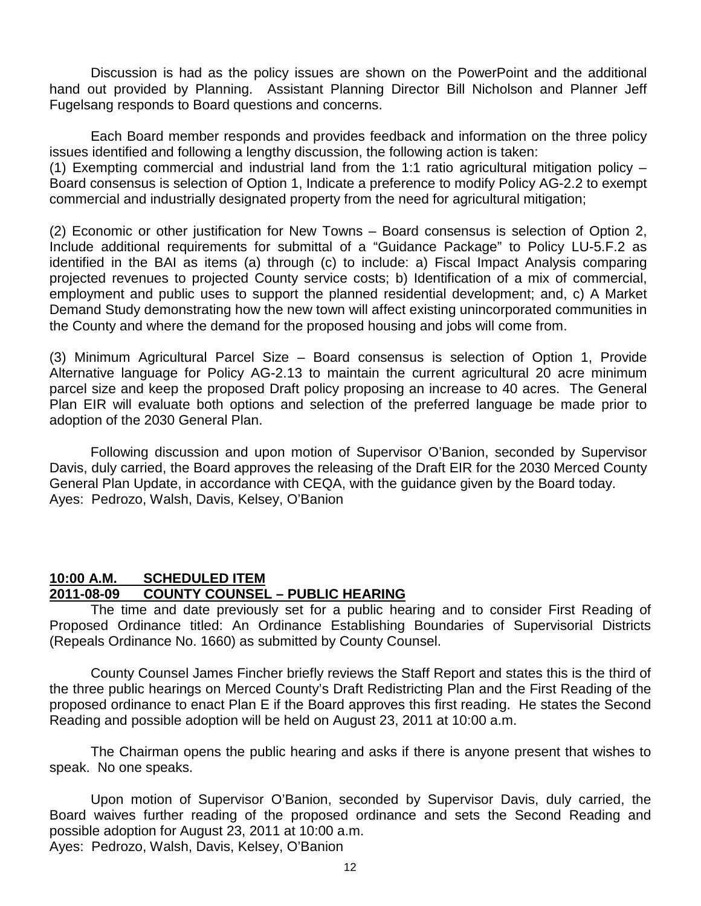Discussion is had as the policy issues are shown on the PowerPoint and the additional hand out provided by Planning. Assistant Planning Director Bill Nicholson and Planner Jeff Fugelsang responds to Board questions and concerns.

Each Board member responds and provides feedback and information on the three policy issues identified and following a lengthy discussion, the following action is taken:
(1) Exempting commercial and industrial land from the 1:1 ratio agricultural mitigation policy – Board consensus is selection of Option 1, Indicate a preference to modify Policy AG-2.2 to exempt commercial and industrially designated property from the need for agricultural mitigation;

(2) Economic or other justification for New Towns – Board consensus is selection of Option 2, Include additional requirements for submittal of a "Guidance Package" to Policy LU-5.F.2 as identified in the BAI as items (a) through (c) to include: a) Fiscal Impact Analysis comparing projected revenues to projected County service costs; b) Identification of a mix of commercial, employment and public uses to support the planned residential development; and, c) A Market Demand Study demonstrating how the new town will affect existing unincorporated communities in the County and where the demand for the proposed housing and jobs will come from.

(3) Minimum Agricultural Parcel Size – Board consensus is selection of Option 1, Provide Alternative language for Policy AG-2.13 to maintain the current agricultural 20 acre minimum parcel size and keep the proposed Draft policy proposing an increase to 40 acres. The General Plan EIR will evaluate both options and selection of the preferred language be made prior to adoption of the 2030 General Plan.

Following discussion and upon motion of Supervisor O'Banion, seconded by Supervisor Davis, duly carried, the Board approves the releasing of the Draft EIR for the 2030 Merced County General Plan Update, in accordance with CEQA, with the guidance given by the Board today.
Ayes: Pedrozo, Walsh, Davis, Kelsey, O'Banion

**10:00 A.M. SCHEDULED ITEM**
**2011-08-09 COUNTY COUNSEL – PUBLIC HEARING**

The time and date previously set for a public hearing and to consider First Reading of Proposed Ordinance titled: An Ordinance Establishing Boundaries of Supervisorial Districts (Repeals Ordinance No. 1660) as submitted by County Counsel.

County Counsel James Fincher briefly reviews the Staff Report and states this is the third of the three public hearings on Merced County's Draft Redistricting Plan and the First Reading of the proposed ordinance to enact Plan E if the Board approves this first reading. He states the Second Reading and possible adoption will be held on August 23, 2011 at 10:00 a.m.

The Chairman opens the public hearing and asks if there is anyone present that wishes to speak. No one speaks.

Upon motion of Supervisor O'Banion, seconded by Supervisor Davis, duly carried, the Board waives further reading of the proposed ordinance and sets the Second Reading and possible adoption for August 23, 2011 at 10:00 a.m.
Ayes: Pedrozo, Walsh, Davis, Kelsey, O'Banion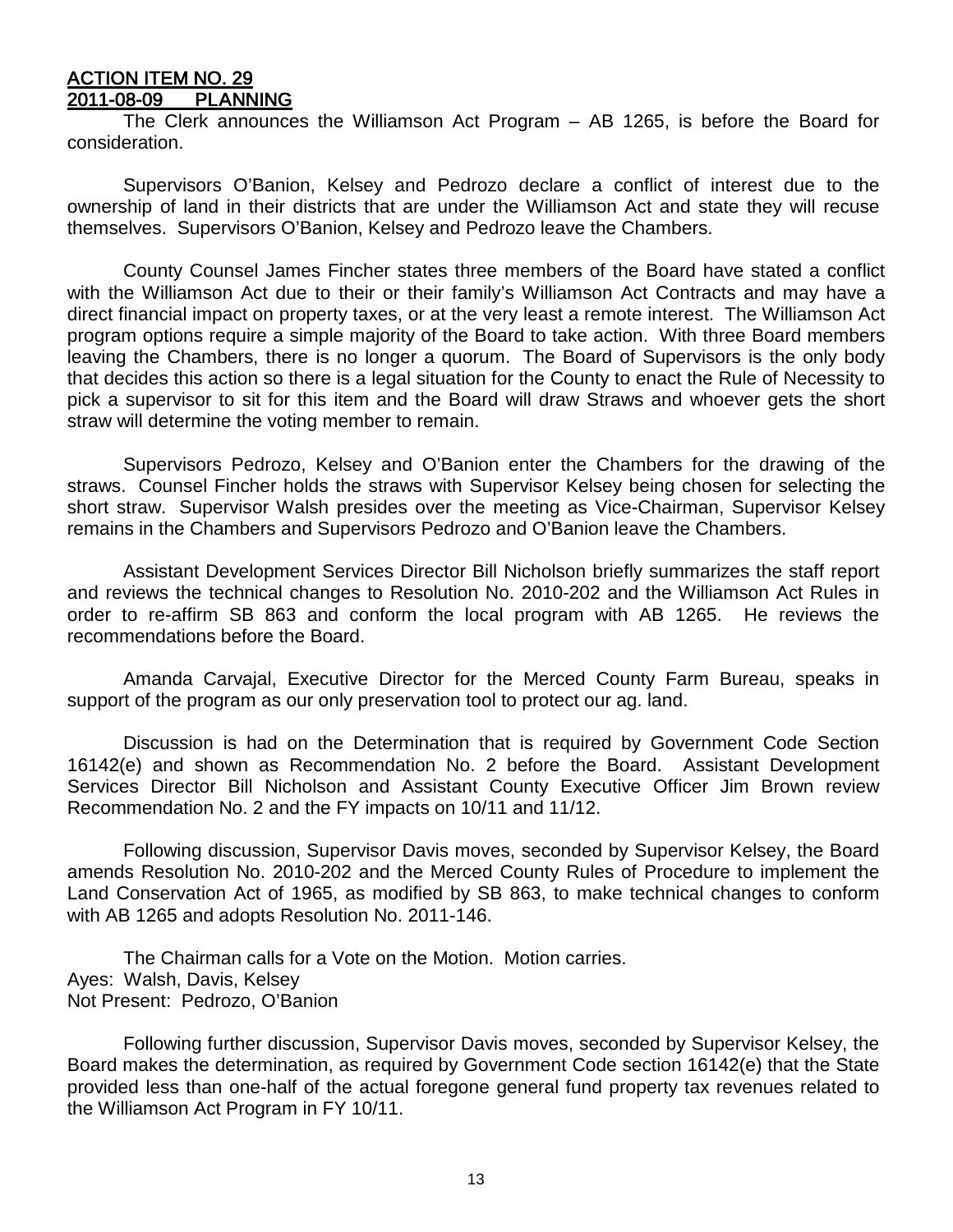**ACTION ITEM NO. 29**
**2011-08-09 PLANNING**

The Clerk announces the Williamson Act Program – AB 1265, is before the Board for consideration.

Supervisors O'Banion, Kelsey and Pedrozo declare a conflict of interest due to the ownership of land in their districts that are under the Williamson Act and state they will recuse themselves. Supervisors O'Banion, Kelsey and Pedrozo leave the Chambers.

County Counsel James Fincher states three members of the Board have stated a conflict with the Williamson Act due to their or their family's Williamson Act Contracts and may have a direct financial impact on property taxes, or at the very least a remote interest. The Williamson Act program options require a simple majority of the Board to take action. With three Board members leaving the Chambers, there is no longer a quorum. The Board of Supervisors is the only body that decides this action so there is a legal situation for the County to enact the Rule of Necessity to pick a supervisor to sit for this item and the Board will draw Straws and whoever gets the short straw will determine the voting member to remain.

Supervisors Pedrozo, Kelsey and O'Banion enter the Chambers for the drawing of the straws. Counsel Fincher holds the straws with Supervisor Kelsey being chosen for selecting the short straw. Supervisor Walsh presides over the meeting as Vice-Chairman, Supervisor Kelsey remains in the Chambers and Supervisors Pedrozo and O'Banion leave the Chambers.

Assistant Development Services Director Bill Nicholson briefly summarizes the staff report and reviews the technical changes to Resolution No. 2010-202 and the Williamson Act Rules in order to re-affirm SB 863 and conform the local program with AB 1265. He reviews the recommendations before the Board.

Amanda Carvajal, Executive Director for the Merced County Farm Bureau, speaks in support of the program as our only preservation tool to protect our ag. land.

Discussion is had on the Determination that is required by Government Code Section 16142(e) and shown as Recommendation No. 2 before the Board. Assistant Development Services Director Bill Nicholson and Assistant County Executive Officer Jim Brown review Recommendation No. 2 and the FY impacts on 10/11 and 11/12.

Following discussion, Supervisor Davis moves, seconded by Supervisor Kelsey, the Board amends Resolution No. 2010-202 and the Merced County Rules of Procedure to implement the Land Conservation Act of 1965, as modified by SB 863, to make technical changes to conform with AB 1265 and adopts Resolution No. 2011-146.

The Chairman calls for a Vote on the Motion. Motion carries.
Ayes: Walsh, Davis, Kelsey
Not Present: Pedrozo, O'Banion

Following further discussion, Supervisor Davis moves, seconded by Supervisor Kelsey, the Board makes the determination, as required by Government Code section 16142(e) that the State provided less than one-half of the actual foregone general fund property tax revenues related to the Williamson Act Program in FY 10/11.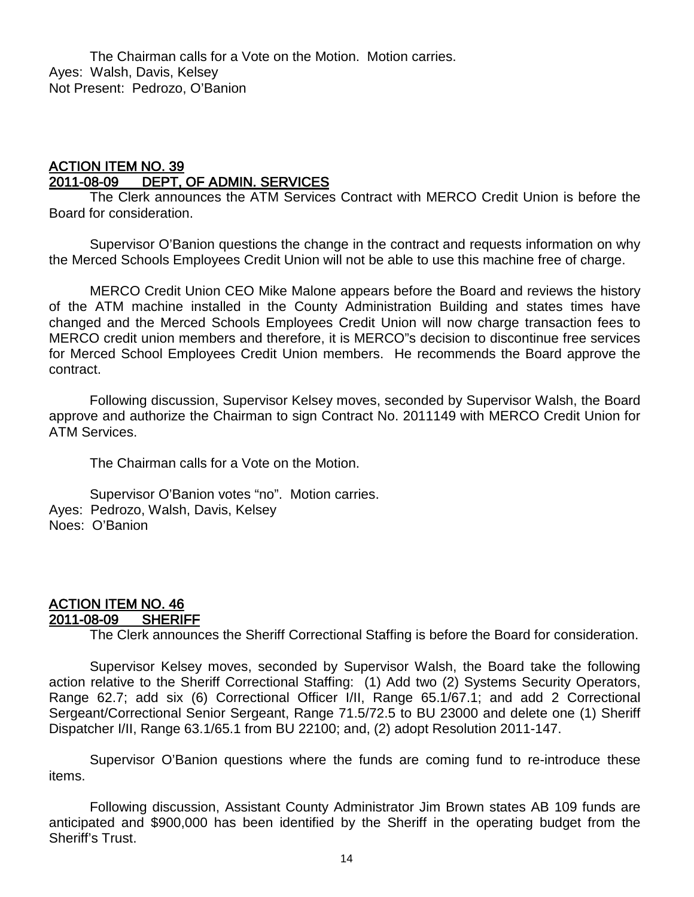The Chairman calls for a Vote on the Motion. Motion carries.
Ayes: Walsh, Davis, Kelsey
Not Present: Pedrozo, O'Banion

## ACTION ITEM NO. 39
## 2011-08-09 DEPT, OF ADMIN. SERVICES

The Clerk announces the ATM Services Contract with MERCO Credit Union is before the Board for consideration.

Supervisor O'Banion questions the change in the contract and requests information on why the Merced Schools Employees Credit Union will not be able to use this machine free of charge.

MERCO Credit Union CEO Mike Malone appears before the Board and reviews the history of the ATM machine installed in the County Administration Building and states times have changed and the Merced Schools Employees Credit Union will now charge transaction fees to MERCO credit union members and therefore, it is MERCO"s decision to discontinue free services for Merced School Employees Credit Union members. He recommends the Board approve the contract.

Following discussion, Supervisor Kelsey moves, seconded by Supervisor Walsh, the Board approve and authorize the Chairman to sign Contract No. 2011149 with MERCO Credit Union for ATM Services.

The Chairman calls for a Vote on the Motion.

Supervisor O'Banion votes "no". Motion carries.
Ayes: Pedrozo, Walsh, Davis, Kelsey
Noes: O'Banion

## ACTION ITEM NO. 46
## 2011-08-09 SHERIFF

The Clerk announces the Sheriff Correctional Staffing is before the Board for consideration.

Supervisor Kelsey moves, seconded by Supervisor Walsh, the Board take the following action relative to the Sheriff Correctional Staffing: (1) Add two (2) Systems Security Operators, Range 62.7; add six (6) Correctional Officer I/II, Range 65.1/67.1; and add 2 Correctional Sergeant/Correctional Senior Sergeant, Range 71.5/72.5 to BU 23000 and delete one (1) Sheriff Dispatcher I/II, Range 63.1/65.1 from BU 22100; and, (2) adopt Resolution 2011-147.

Supervisor O'Banion questions where the funds are coming fund to re-introduce these items.

Following discussion, Assistant County Administrator Jim Brown states AB 109 funds are anticipated and $900,000 has been identified by the Sheriff in the operating budget from the Sheriff's Trust.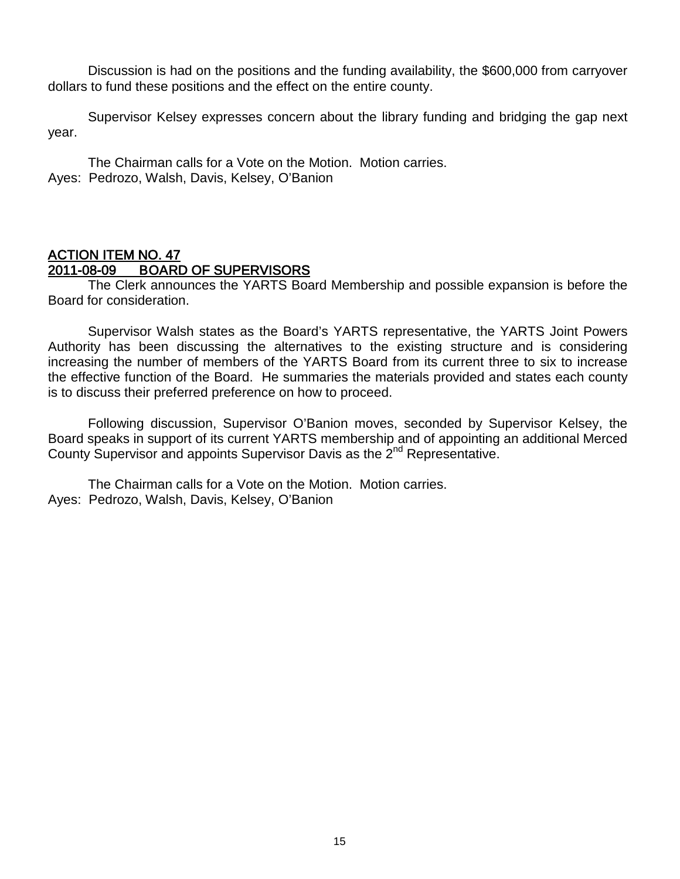Discussion is had on the positions and the funding availability, the $600,000 from carryover dollars to fund these positions and the effect on the entire county.

Supervisor Kelsey expresses concern about the library funding and bridging the gap next year.

The Chairman calls for a Vote on the Motion. Motion carries.
Ayes: Pedrozo, Walsh, Davis, Kelsey, O'Banion

## ACTION ITEM NO. 47
## 2011-08-09 BOARD OF SUPERVISORS

The Clerk announces the YARTS Board Membership and possible expansion is before the Board for consideration.

Supervisor Walsh states as the Board's YARTS representative, the YARTS Joint Powers Authority has been discussing the alternatives to the existing structure and is considering increasing the number of members of the YARTS Board from its current three to six to increase the effective function of the Board. He summaries the materials provided and states each county is to discuss their preferred preference on how to proceed.

Following discussion, Supervisor O'Banion moves, seconded by Supervisor Kelsey, the Board speaks in support of its current YARTS membership and of appointing an additional Merced County Supervisor and appoints Supervisor Davis as the 2nd Representative.

The Chairman calls for a Vote on the Motion. Motion carries.
Ayes: Pedrozo, Walsh, Davis, Kelsey, O'Banion